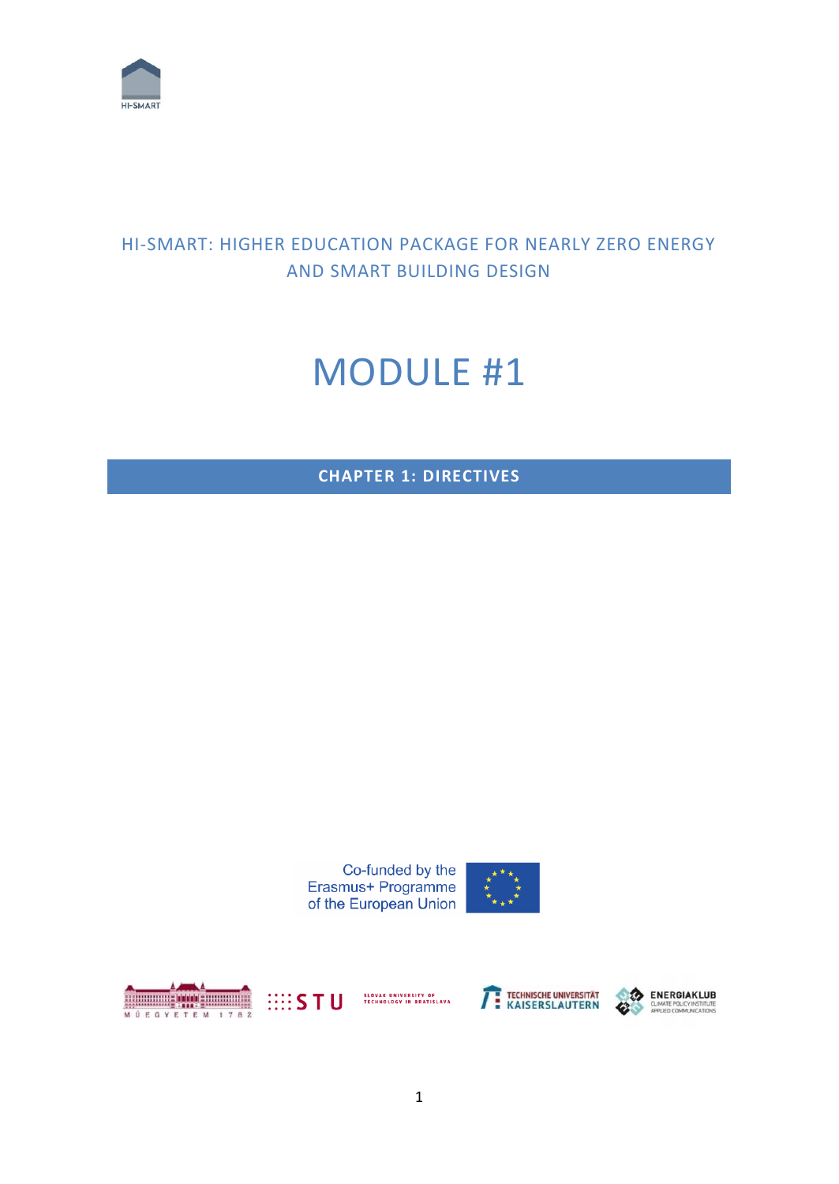HI-SMART

# HI-SMART: HIGHER EDUCATION PACKAGE FOR NEARLY ZERO ENERGY AND SMART BUILDING DESIGN

# MODULE #1

## CHAPTER 1: DIRECTIVES

Co-funded by the Erasmus+ Programme of the European Union

MŰEGYETEM 1782

STU SLOVAK UNIVERSITY OF TECHNOLOGY IN BRATISLAVA

TECHNISCHE UNIVERSITÄT KAISERSLAUTERN

ENERGIAKLUB CLIMATE POLICY INSTITUTE APPLIED COMMUNICATIONS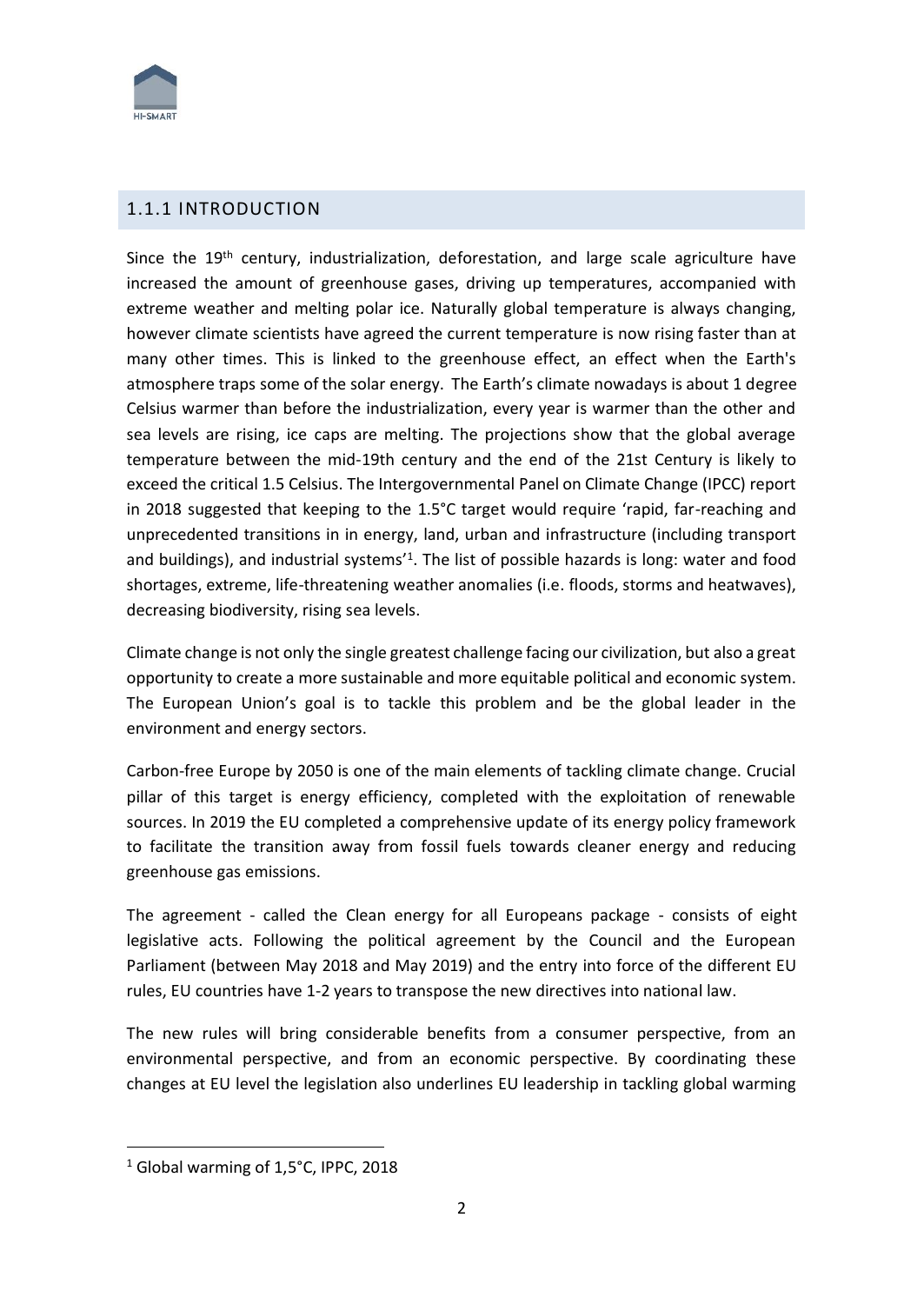## 1.1.1 INTRODUCTION

Since the 19th century, industrialization, deforestation, and large scale agriculture have increased the amount of greenhouse gases, driving up temperatures, accompanied with extreme weather and melting polar ice. Naturally global temperature is always changing, however climate scientists have agreed the current temperature is now rising faster than at many other times. This is linked to the greenhouse effect, an effect when the Earth's atmosphere traps some of the solar energy. The Earth's climate nowadays is about 1 degree Celsius warmer than before the industrialization, every year is warmer than the other and sea levels are rising, ice caps are melting. The projections show that the global average temperature between the mid-19th century and the end of the 21st Century is likely to exceed the critical 1.5 Celsius. The Intergovernmental Panel on Climate Change (IPCC) report in 2018 suggested that keeping to the 1.5°C target would require 'rapid, far-reaching and unprecedented transitions in in energy, land, urban and infrastructure (including transport and buildings), and industrial systems'[1]. The list of possible hazards is long: water and food shortages, extreme, life-threatening weather anomalies (i.e. floods, storms and heatwaves), decreasing biodiversity, rising sea levels.

Climate change is not only the single greatest challenge facing our civilization, but also a great opportunity to create a more sustainable and more equitable political and economic system. The European Union's goal is to tackle this problem and be the global leader in the environment and energy sectors.

Carbon-free Europe by 2050 is one of the main elements of tackling climate change. Crucial pillar of this target is energy efficiency, completed with the exploitation of renewable sources. In 2019 the EU completed a comprehensive update of its energy policy framework to facilitate the transition away from fossil fuels towards cleaner energy and reducing greenhouse gas emissions.

The agreement - called the Clean energy for all Europeans package - consists of eight legislative acts. Following the political agreement by the Council and the European Parliament (between May 2018 and May 2019) and the entry into force of the different EU rules, EU countries have 1-2 years to transpose the new directives into national law.

The new rules will bring considerable benefits from a consumer perspective, from an environmental perspective, and from an economic perspective. By coordinating these changes at EU level the legislation also underlines EU leadership in tackling global warming

[1] Global warming of 1,5°C, IPPC, 2018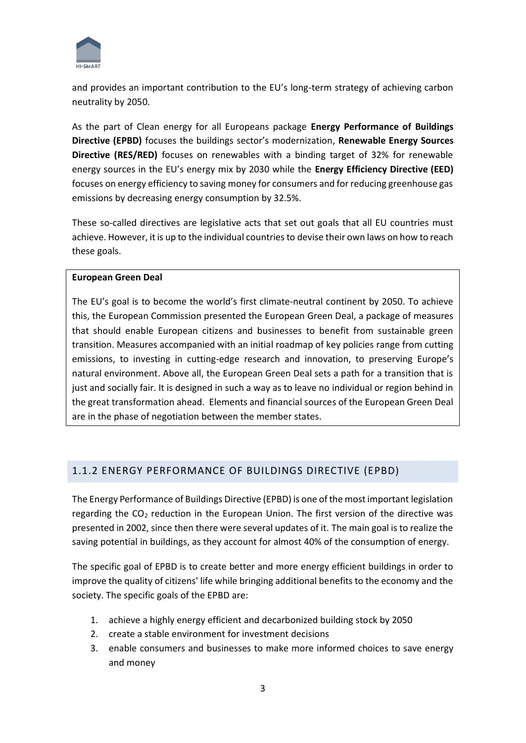and provides an important contribution to the EU's long-term strategy of achieving carbon neutrality by 2050.

As the part of Clean energy for all Europeans package **Energy Performance of Buildings Directive (EPBD)** focuses the buildings sector's modernization, **Renewable Energy Sources Directive (RES/RED)** focuses on renewables with a binding target of 32% for renewable energy sources in the EU's energy mix by 2030 while the **Energy Efficiency Directive (EED)** focuses on energy efficiency to saving money for consumers and for reducing greenhouse gas emissions by decreasing energy consumption by 32.5%.

These so-called directives are legislative acts that set out goals that all EU countries must achieve. However, it is up to the individual countries to devise their own laws on how to reach these goals.

**European Green Deal**

The EU's goal is to become the world's first climate-neutral continent by 2050. To achieve this, the European Commission presented the European Green Deal, a package of measures that should enable European citizens and businesses to benefit from sustainable green transition. Measures accompanied with an initial roadmap of key policies range from cutting emissions, to investing in cutting-edge research and innovation, to preserving Europe's natural environment. Above all, the European Green Deal sets a path for a transition that is just and socially fair. It is designed in such a way as to leave no individual or region behind in the great transformation ahead. Elements and financial sources of the European Green Deal are in the phase of negotiation between the member states.

### 1.1.2 ENERGY PERFORMANCE OF BUILDINGS DIRECTIVE (EPBD)

The Energy Performance of Buildings Directive (EPBD) is one of the most important legislation regarding the $CO_2$ reduction in the European Union. The first version of the directive was presented in 2002, since then there were several updates of it. The main goal is to realize the saving potential in buildings, as they account for almost 40% of the consumption of energy.

The specific goal of EPBD is to create better and more energy efficient buildings in order to improve the quality of citizens' life while bringing additional benefits to the economy and the society. The specific goals of the EPBD are:

1. achieve a highly energy efficient and decarbonized building stock by 2050
2. create a stable environment for investment decisions
3. enable consumers and businesses to make more informed choices to save energy and money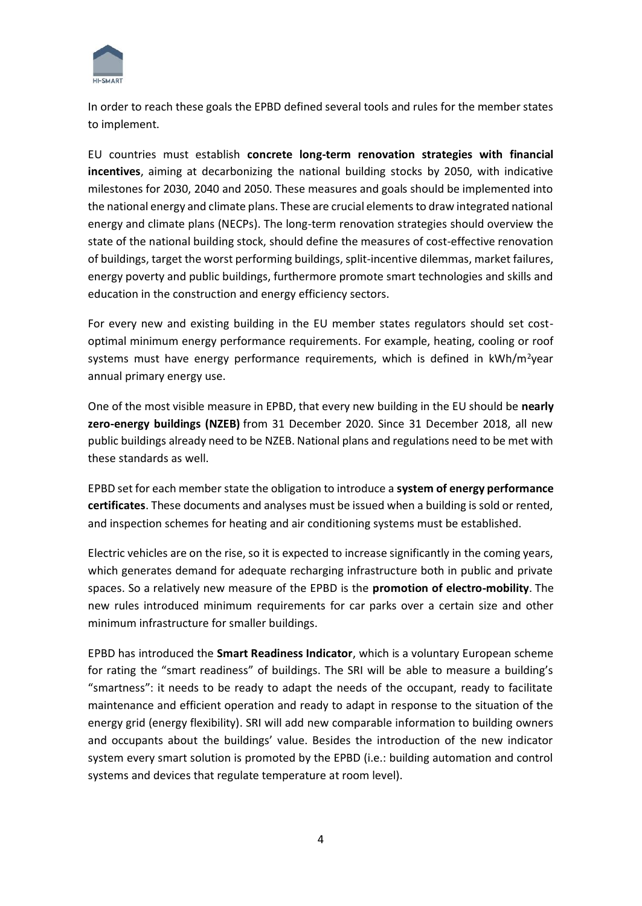In order to reach these goals the EPBD defined several tools and rules for the member states to implement.

EU countries must establish **concrete long-term renovation strategies with financial incentives**, aiming at decarbonizing the national building stocks by 2050, with indicative milestones for 2030, 2040 and 2050. These measures and goals should be implemented into the national energy and climate plans. These are crucial elements to draw integrated national energy and climate plans (NECPs). The long-term renovation strategies should overview the state of the national building stock, should define the measures of cost-effective renovation of buildings, target the worst performing buildings, split-incentive dilemmas, market failures, energy poverty and public buildings, furthermore promote smart technologies and skills and education in the construction and energy efficiency sectors.

For every new and existing building in the EU member states regulators should set cost-optimal minimum energy performance requirements. For example, heating, cooling or roof systems must have energy performance requirements, which is defined in kWh/$m^2$year annual primary energy use.

One of the most visible measure in EPBD, that every new building in the EU should be **nearly zero-energy buildings (NZEB)** from 31 December 2020. Since 31 December 2018, all new public buildings already need to be NZEB. National plans and regulations need to be met with these standards as well.

EPBD set for each member state the obligation to introduce a **system of energy performance certificates**. These documents and analyses must be issued when a building is sold or rented, and inspection schemes for heating and air conditioning systems must be established.

Electric vehicles are on the rise, so it is expected to increase significantly in the coming years, which generates demand for adequate recharging infrastructure both in public and private spaces. So a relatively new measure of the EPBD is the **promotion of electro-mobility**. The new rules introduced minimum requirements for car parks over a certain size and other minimum infrastructure for smaller buildings.

EPBD has introduced the **Smart Readiness Indicator**, which is a voluntary European scheme for rating the "smart readiness" of buildings. The SRI will be able to measure a building's "smartness": it needs to be ready to adapt the needs of the occupant, ready to facilitate maintenance and efficient operation and ready to adapt in response to the situation of the energy grid (energy flexibility). SRI will add new comparable information to building owners and occupants about the buildings' value. Besides the introduction of the new indicator system every smart solution is promoted by the EPBD (i.e.: building automation and control systems and devices that regulate temperature at room level).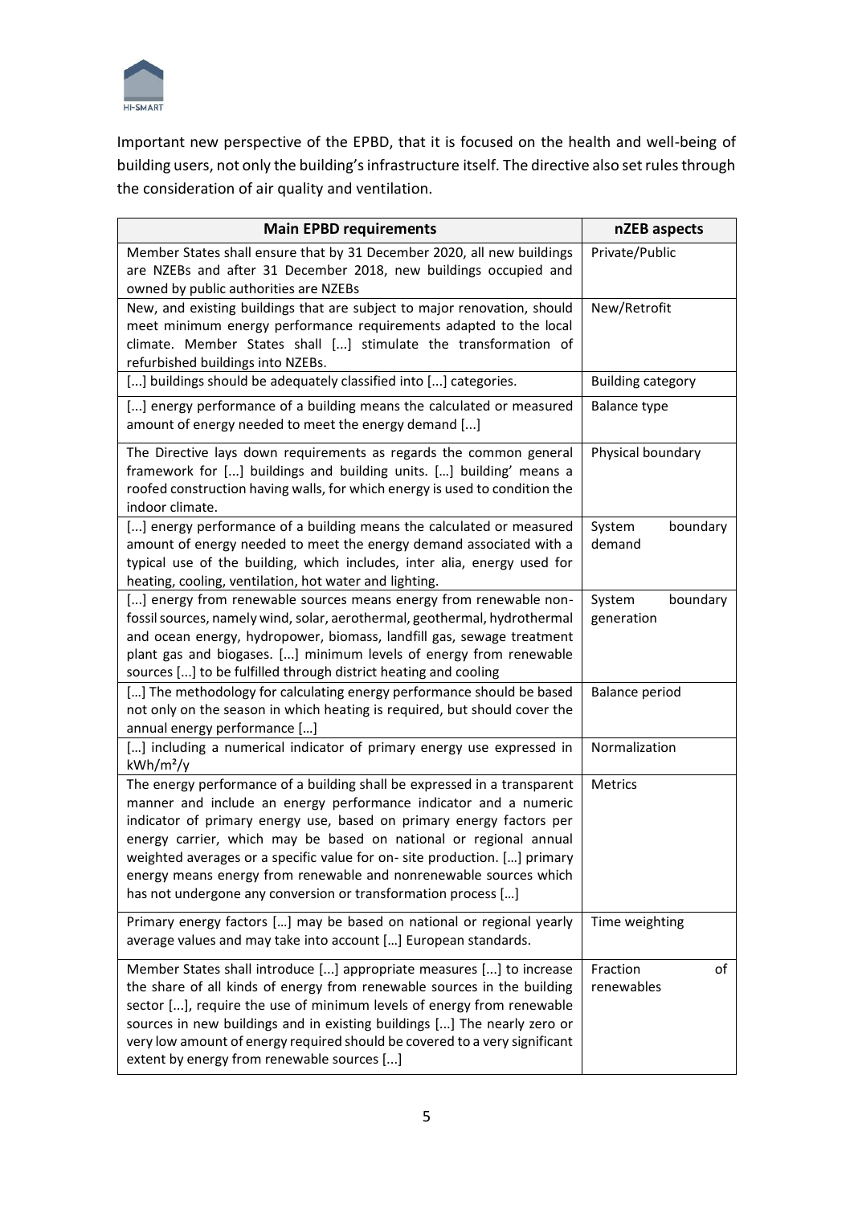Important new perspective of the EPBD, that it is focused on the health and well-being of building users, not only the building's infrastructure itself. The directive also set rules through the consideration of air quality and ventilation.

| Main EPBD requirements | nZEB aspects |
| --- | --- |
| Member States shall ensure that by 31 December 2020, all new buildings are NZEBs and after 31 December 2018, new buildings occupied and owned by public authorities are NZEBs | Private/Public |
| New, and existing buildings that are subject to major renovation, should meet minimum energy performance requirements adapted to the local climate. Member States shall [...] stimulate the transformation of refurbished buildings into NZEBs. | New/Retrofit |
| [...] buildings should be adequately classified into [...] categories. | Building category |
| [...] energy performance of a building means the calculated or measured amount of energy needed to meet the energy demand [...] | Balance type |
| The Directive lays down requirements as regards the common general framework for [...] buildings and building units. […] building' means a roofed construction having walls, for which energy is used to condition the indoor climate. | Physical boundary |
| [...] energy performance of a building means the calculated or measured amount of energy needed to meet the energy demand associated with a typical use of the building, which includes, inter alia, energy used for heating, cooling, ventilation, hot water and lighting. | System boundary demand |
| [...] energy from renewable sources means energy from renewable non-fossil sources, namely wind, solar, aerothermal, geothermal, hydrothermal and ocean energy, hydropower, biomass, landfill gas, sewage treatment plant gas and biogases. [...] minimum levels of energy from renewable sources [...] to be fulfilled through district heating and cooling | System boundary generation |
| [...] The methodology for calculating energy performance should be based not only on the season in which heating is required, but should cover the annual energy performance […] | Balance period |
| [...] including a numerical indicator of primary energy use expressed in $kWh/m^2/y$ | Normalization |
| The energy performance of a building shall be expressed in a transparent manner and include an energy performance indicator and a numeric indicator of primary energy use, based on primary energy factors per energy carrier, which may be based on national or regional annual weighted averages or a specific value for on- site production. […] primary energy means energy from renewable and nonrenewable sources which has not undergone any conversion or transformation process […] | Metrics |
| Primary energy factors […] may be based on national or regional yearly average values and may take into account […] European standards. | Time weighting |
| Member States shall introduce [...] appropriate measures [...] to increase the share of all kinds of energy from renewable sources in the building sector [...], require the use of minimum levels of energy from renewable sources in new buildings and in existing buildings [...] The nearly zero or very low amount of energy required should be covered to a very significant extent by energy from renewable sources [...] | Fraction of renewables |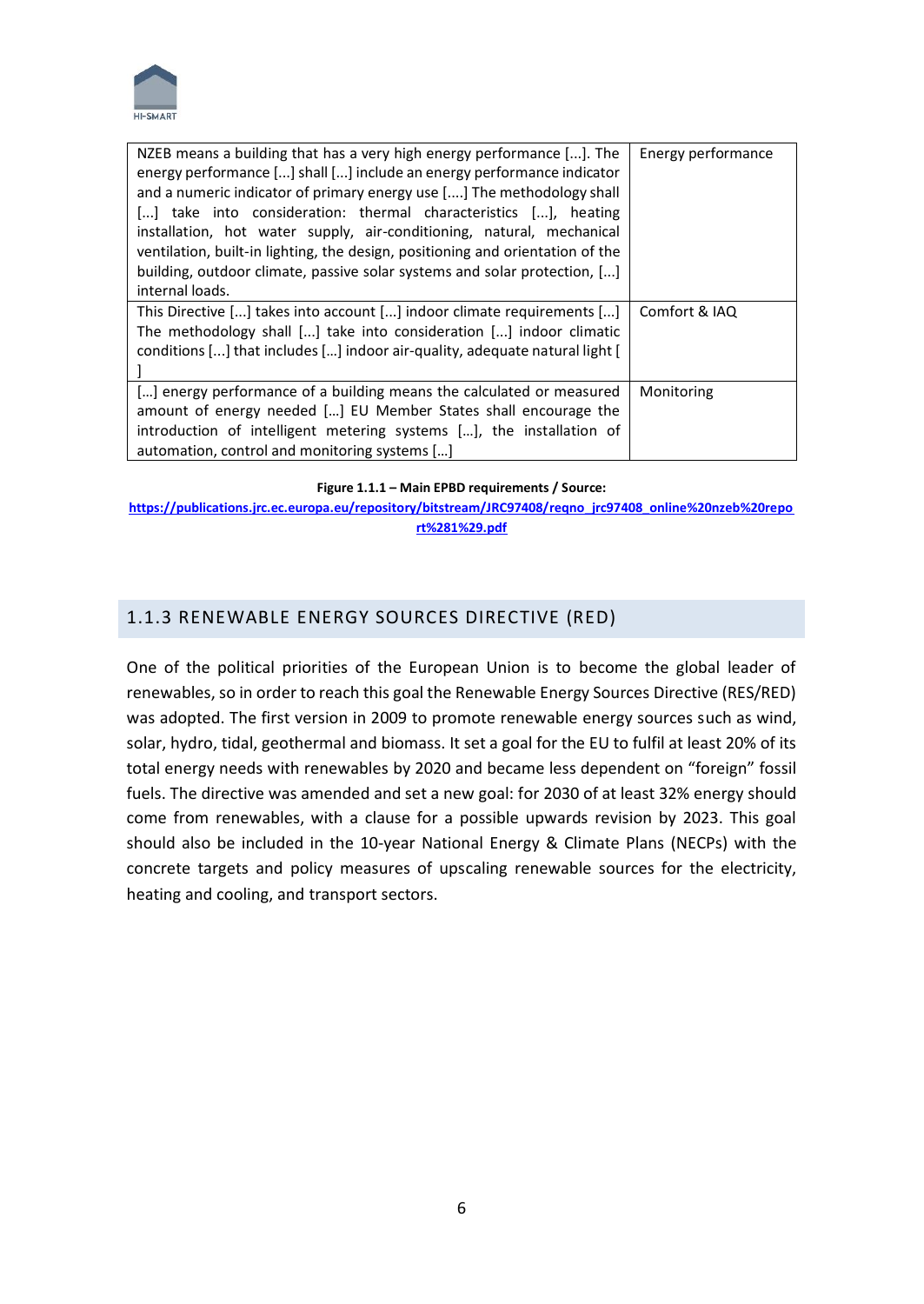| | |
|---|---|
| NZEB means a building that has a very high energy performance [...]. The energy performance [...] shall [...] include an energy performance indicator and a numeric indicator of primary energy use [....] The methodology shall [...] take into consideration: thermal characteristics [...], heating installation, hot water supply, air-conditioning, natural, mechanical ventilation, built-in lighting, the design, positioning and orientation of the building, outdoor climate, passive solar systems and solar protection, [...] internal loads. | Energy performance |
| This Directive [...] takes into account [...] indoor climate requirements [...] The methodology shall [...] take into consideration [...] indoor climatic conditions [...] that includes […] indoor air-quality, adequate natural light [ ] | Comfort & IAQ |
| […] energy performance of a building means the calculated or measured amount of energy needed […] EU Member States shall encourage the introduction of intelligent metering systems […], the installation of automation, control and monitoring systems […] | Monitoring |

**Figure 1.1.1 – Main EPBD requirements / Source:**
https://publications.jrc.ec.europa.eu/repository/bitstream/JRC97408/reqno_jrc97408_online%20nzeb%20report%281%29.pdf

## 1.1.3 RENEWABLE ENERGY SOURCES DIRECTIVE (RED)

One of the political priorities of the European Union is to become the global leader of renewables, so in order to reach this goal the Renewable Energy Sources Directive (RES/RED) was adopted. The first version in 2009 to promote renewable energy sources such as wind, solar, hydro, tidal, geothermal and biomass. It set a goal for the EU to fulfil at least 20% of its total energy needs with renewables by 2020 and became less dependent on "foreign" fossil fuels. The directive was amended and set a new goal: for 2030 of at least 32% energy should come from renewables, with a clause for a possible upwards revision by 2023. This goal should also be included in the 10-year National Energy & Climate Plans (NECPs) with the concrete targets and policy measures of upscaling renewable sources for the electricity, heating and cooling, and transport sectors.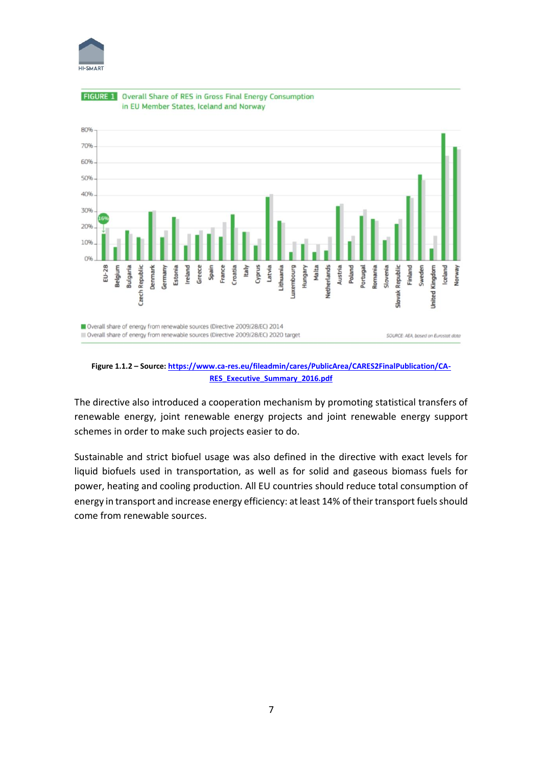FIGURE 1 Overall Share of RES in Gross Final Energy Consumption in EU Member States, Iceland and Norway

80%
70%
60%
50%
40%
30%
20%
10%
0%

16%

EU-28, Belgium, Bulgaria, Czech Republic, Denmark, Germany, Estonia, Ireland, Greece, Spain, France, Croatia, Italy, Cyprus, Latvia, Lithuania, Luxembourg, Hungary, Malta, Netherlands, Austria, Poland, Portugal, Romania, Slovenia, Slovak Republic, Finland, Sweden, United Kingdom, Iceland, Norway

Overall share of energy from renewable sources (Directive 2009/28/EC) 2014
Overall share of energy from renewable sources (Directive 2009/28/EC) 2020 target

SOURCE: AEA, based on Eurostat data

**Figure 1.1.2 – Source:** https://www.ca-res.eu/fileadmin/cares/PublicArea/CARES2FinalPublication/CA-RES_Executive_Summary_2016.pdf

The directive also introduced a cooperation mechanism by promoting statistical transfers of renewable energy, joint renewable energy projects and joint renewable energy support schemes in order to make such projects easier to do.

Sustainable and strict biofuel usage was also defined in the directive with exact levels for liquid biofuels used in transportation, as well as for solid and gaseous biomass fuels for power, heating and cooling production. All EU countries should reduce total consumption of energy in transport and increase energy efficiency: at least 14% of their transport fuels should come from renewable sources.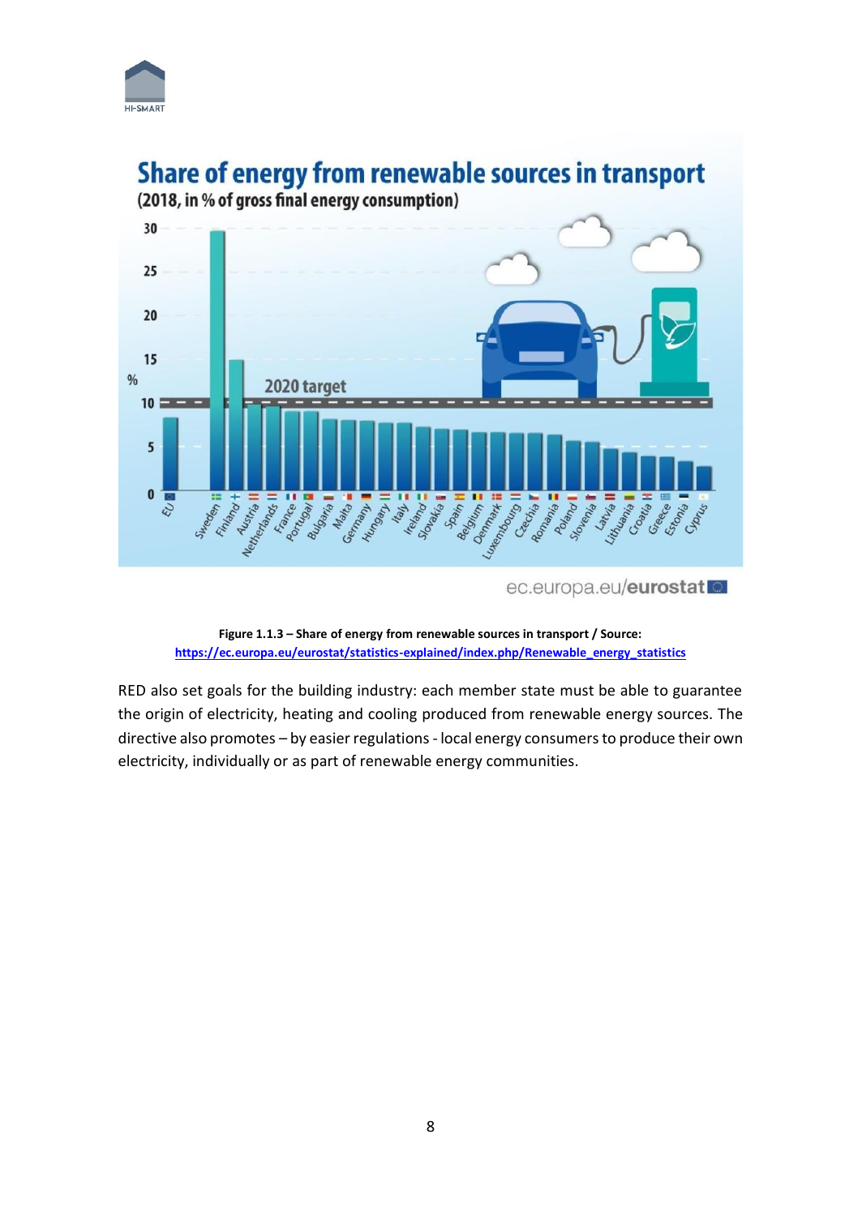Share of energy from renewable sources in transport

(2018, in % of gross final energy consumption)

30
25
20
15
%
10
5
0

2020 target

EU
Sweden
Finland
Austria
Netherlands
France
Portugal
Bulgaria
Malta
Germany
Hungary
Italy
Ireland
Slovakia
Spain
Belgium
Denmark
Luxembourg
Czechia
Romania
Poland
Slovenia
Latvia
Lithuania
Croatia
Greece
Estonia
Cyprus

ec.europa.eu/eurostat

**Figure 1.1.3 – Share of energy from renewable sources in transport / Source: [https://ec.europa.eu/eurostat/statistics-explained/index.php/Renewable_energy_statistics](https://ec.europa.eu/eurostat/statistics-explained/index.php/Renewable_energy_statistics)**

RED also set goals for the building industry: each member state must be able to guarantee the origin of electricity, heating and cooling produced from renewable energy sources. The directive also promotes – by easier regulations - local energy consumers to produce their own electricity, individually or as part of renewable energy communities.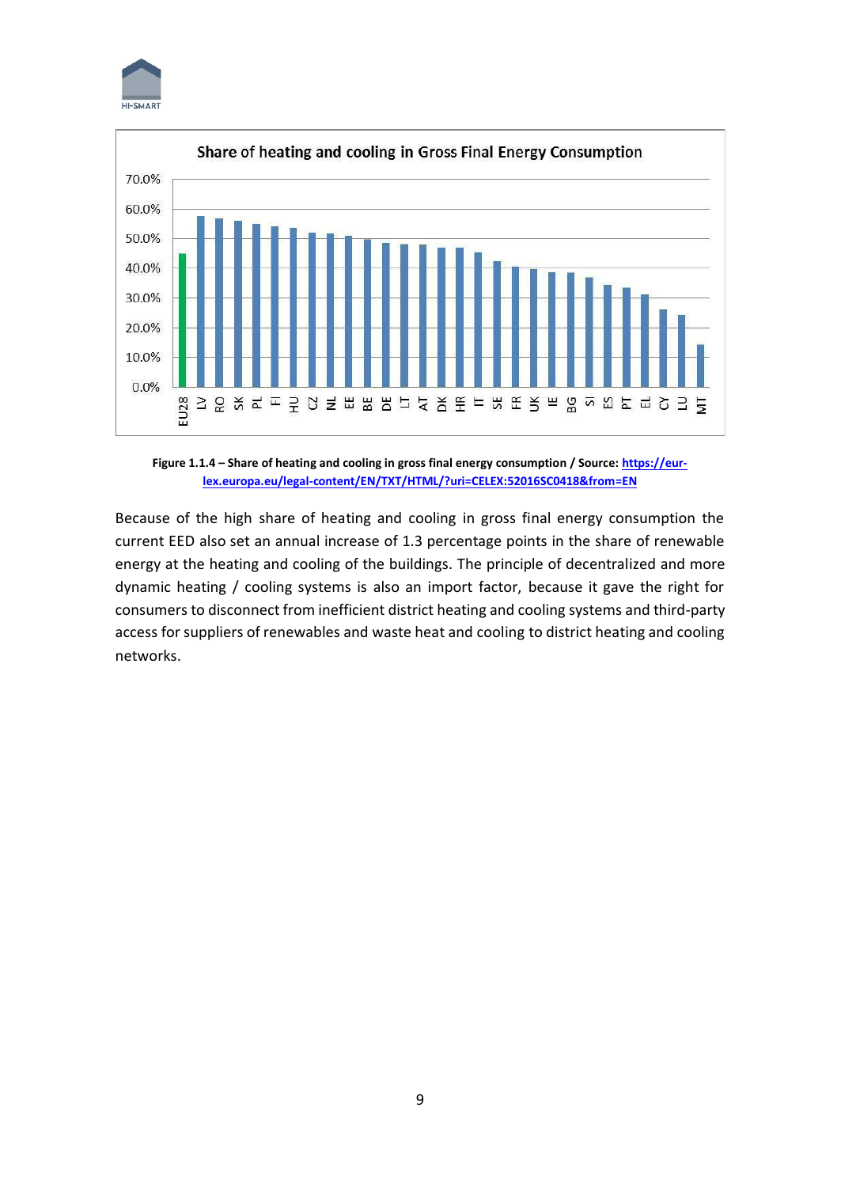**Figure 1.1.4 – Share of heating and cooling in gross final energy consumption / Source: [https://eur-lex.europa.eu/legal-content/EN/TXT/HTML/?uri=CELEX:52016SC0418&from=EN](https://eur-lex.europa.eu/legal-content/EN/TXT/HTML/?uri=CELEX:52016SC0418&from=EN)**

Because of the high share of heating and cooling in gross final energy consumption the current EED also set an annual increase of 1.3 percentage points in the share of renewable energy at the heating and cooling of the buildings. The principle of decentralized and more dynamic heating / cooling systems is also an import factor, because it gave the right for consumers to disconnect from inefficient district heating and cooling systems and third-party access for suppliers of renewables and waste heat and cooling to district heating and cooling networks.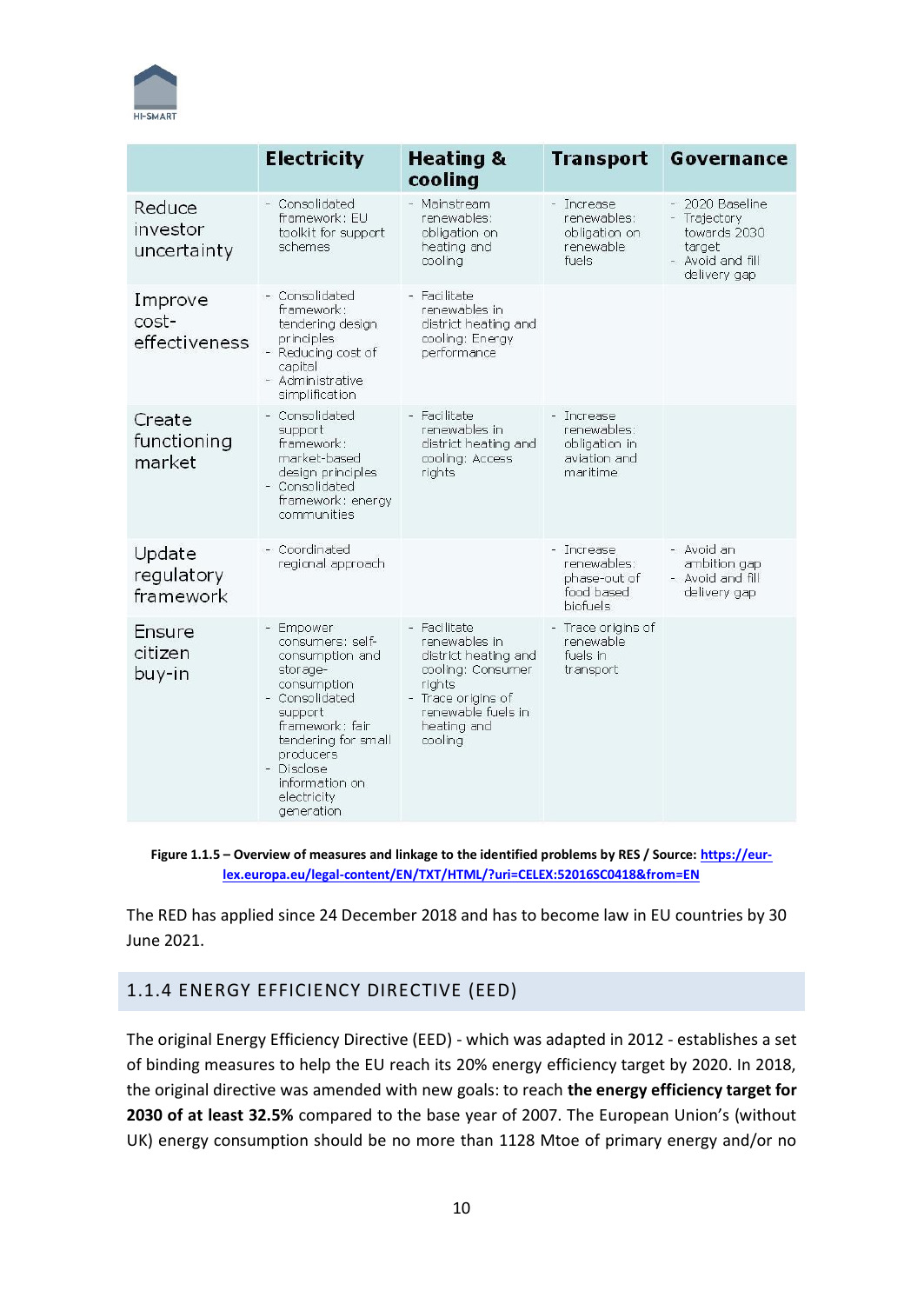| | Electricity | Heating & cooling | Transport | Governance |
|---|---|---|---|---|
| Reduce investor uncertainty | - Consolidated framework: EU toolkit for support schemes | - Mainstream renewables: obligation on heating and cooling | - Increase renewables: obligation on renewable fuels | - 2020 Baseline<br>- Trajectory towards 2030 target<br>- Avoid and fill delivery gap |
| Improve cost-effectiveness | - Consolidated framework: tendering design principles<br>- Reducing cost of capital<br>- Administrative simplification | - Facilitate renewables in district heating and cooling: Energy performance | | |
| Create functioning market | - Consolidated support framework: market-based design principles<br>- Consolidated framework: energy communities | - Facilitate renewables in district heating and cooling: Access rights | - Increase renewables: obligation in aviation and maritime | |
| Update regulatory framework | - Coordinated regional approach | | - Increase renewables: phase-out of food based biofuels | - Avoid an ambition gap<br>- Avoid and fill delivery gap |
| Ensure citizen buy-in | - Empower consumers: self-consumption and storage-consumption<br>- Consolidated support framework: fair tendering for small producers<br>- Disclose information on electricity generation | - Facilitate renewables in district heating and cooling: Consumer rights<br>- Trace origins of renewable fuels in heating and cooling | - Trace origins of renewable fuels in transport | |

**Figure 1.1.5 – Overview of measures and linkage to the identified problems by RES / Source: https://eur-lex.europa.eu/legal-content/EN/TXT/HTML/?uri=CELEX:52016SC0418&from=EN**

The RED has applied since 24 December 2018 and has to become law in EU countries by 30 June 2021.

## 1.1.4 ENERGY EFFICIENCY DIRECTIVE (EED)

The original Energy Efficiency Directive (EED) - which was adapted in 2012 - establishes a set of binding measures to help the EU reach its 20% energy efficiency target by 2020. In 2018, the original directive was amended with new goals: to reach **the energy efficiency target for 2030 of at least 32.5%** compared to the base year of 2007. The European Union's (without UK) energy consumption should be no more than 1128 Mtoe of primary energy and/or no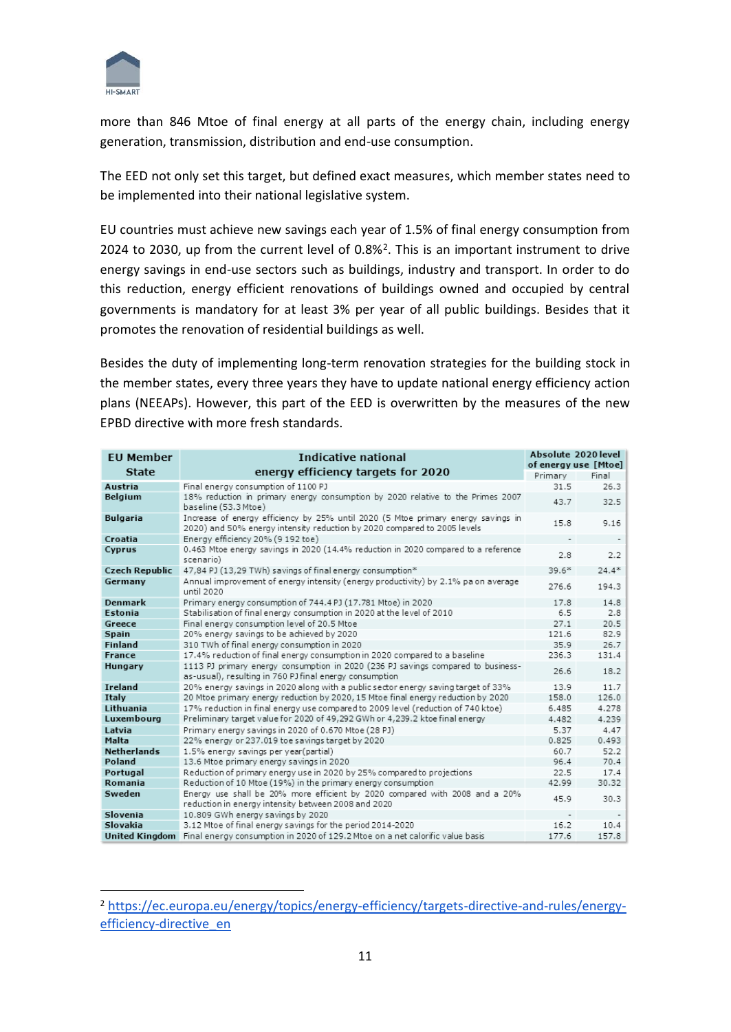more than 846 Mtoe of final energy at all parts of the energy chain, including energy generation, transmission, distribution and end-use consumption.

The EED not only set this target, but defined exact measures, which member states need to be implemented into their national legislative system.

EU countries must achieve new savings each year of 1.5% of final energy consumption from 2024 to 2030, up from the current level of 0.8%[2]. This is an important instrument to drive energy savings in end-use sectors such as buildings, industry and transport. In order to do this reduction, energy efficient renovations of buildings owned and occupied by central governments is mandatory for at least 3% per year of all public buildings. Besides that it promotes the renovation of residential buildings as well.

Besides the duty of implementing long-term renovation strategies for the building stock in the member states, every three years they have to update national energy efficiency action plans (NEEAPs). However, this part of the EED is overwritten by the measures of the new EPBD directive with more fresh standards.

| EU Member State | Indicative national energy efficiency targets for 2020 | Absolute 2020 level of energy use [Mtoe] | |
|---|---|---|---|
| | | Primary | Final |
| **Austria** | Final energy consumption of 1100 PJ | 31.5 | 26.3 |
| **Belgium** | 18% reduction in primary energy consumption by 2020 relative to the Primes 2007 baseline (53.3 Mtoe) | 43.7 | 32.5 |
| **Bulgaria** | Increase of energy efficiency by 25% until 2020 (5 Mtoe primary energy savings in 2020) and 50% energy intensity reduction by 2020 compared to 2005 levels | 15.8 | 9.16 |
| **Croatia** | Energy efficiency 20% (9 192 toe) | - | - |
| **Cyprus** | 0.463 Mtoe energy savings in 2020 (14.4% reduction in 2020 compared to a reference scenario) | 2.8 | 2.2 |
| **Czech Republic** | 47,84 PJ (13,29 TWh) savings of final energy consumption* | 39.6* | 24.4* |
| **Germany** | Annual improvement of energy intensity (energy productivity) by 2.1% pa on average until 2020 | 276.6 | 194.3 |
| **Denmark** | Primary energy consumption of 744.4 PJ (17.781 Mtoe) in 2020 | 17.8 | 14.8 |
| **Estonia** | Stabilisation of final energy consumption in 2020 at the level of 2010 | 6.5 | 2.8 |
| **Greece** | Final energy consumption level of 20.5 Mtoe | 27.1 | 20.5 |
| **Spain** | 20% energy savings to be achieved by 2020 | 121.6 | 82.9 |
| **Finland** | 310 TWh of final energy consumption in 2020 | 35.9 | 26.7 |
| **France** | 17.4% reduction of final energy consumption in 2020 compared to a baseline | 236.3 | 131.4 |
| **Hungary** | 1113 PJ primary energy consumption in 2020 (236 PJ savings compared to business-as-usual), resulting in 760 PJ final energy consumption | 26.6 | 18.2 |
| **Ireland** | 20% energy savings in 2020 along with a public sector energy saving target of 33% | 13.9 | 11.7 |
| **Italy** | 20 Mtoe primary energy reduction by 2020, 15 Mtoe final energy reduction by 2020 | 158.0 | 126.0 |
| **Lithuania** | 17% reduction in final energy use compared to 2009 level (reduction of 740 ktoe) | 6.485 | 4.278 |
| **Luxembourg** | Preliminary target value for 2020 of 49,292 GWh or 4,239.2 ktoe final energy | 4.482 | 4.239 |
| **Latvia** | Primary energy savings in 2020 of 0.670 Mtoe (28 PJ) | 5.37 | 4.47 |
| **Malta** | 22% energy or 237.019 toe savings target by 2020 | 0.825 | 0.493 |
| **Netherlands** | 1.5% energy savings per year(partial) | 60.7 | 52.2 |
| **Poland** | 13.6 Mtoe primary energy savings in 2020 | 96.4 | 70.4 |
| **Portugal** | Reduction of primary energy use in 2020 by 25% compared to projections | 22.5 | 17.4 |
| **Romania** | Reduction of 10 Mtoe (19%) in the primary energy consumption | 42.99 | 30.32 |
| **Sweden** | Energy use shall be 20% more efficient by 2020 compared with 2008 and a 20% reduction in energy intensity between 2008 and 2020 | 45.9 | 30.3 |
| **Slovenia** | 10.809 GWh energy savings by 2020 | - | - |
| **Slovakia** | 3.12 Mtoe of final energy savings for the period 2014-2020 | 16.2 | 10.4 |
| **United Kingdom** | Final energy consumption in 2020 of 129.2 Mtoe on a net calorific value basis | 177.6 | 157.8 |

[2] https://ec.europa.eu/energy/topics/energy-efficiency/targets-directive-and-rules/energy-efficiency-directive_en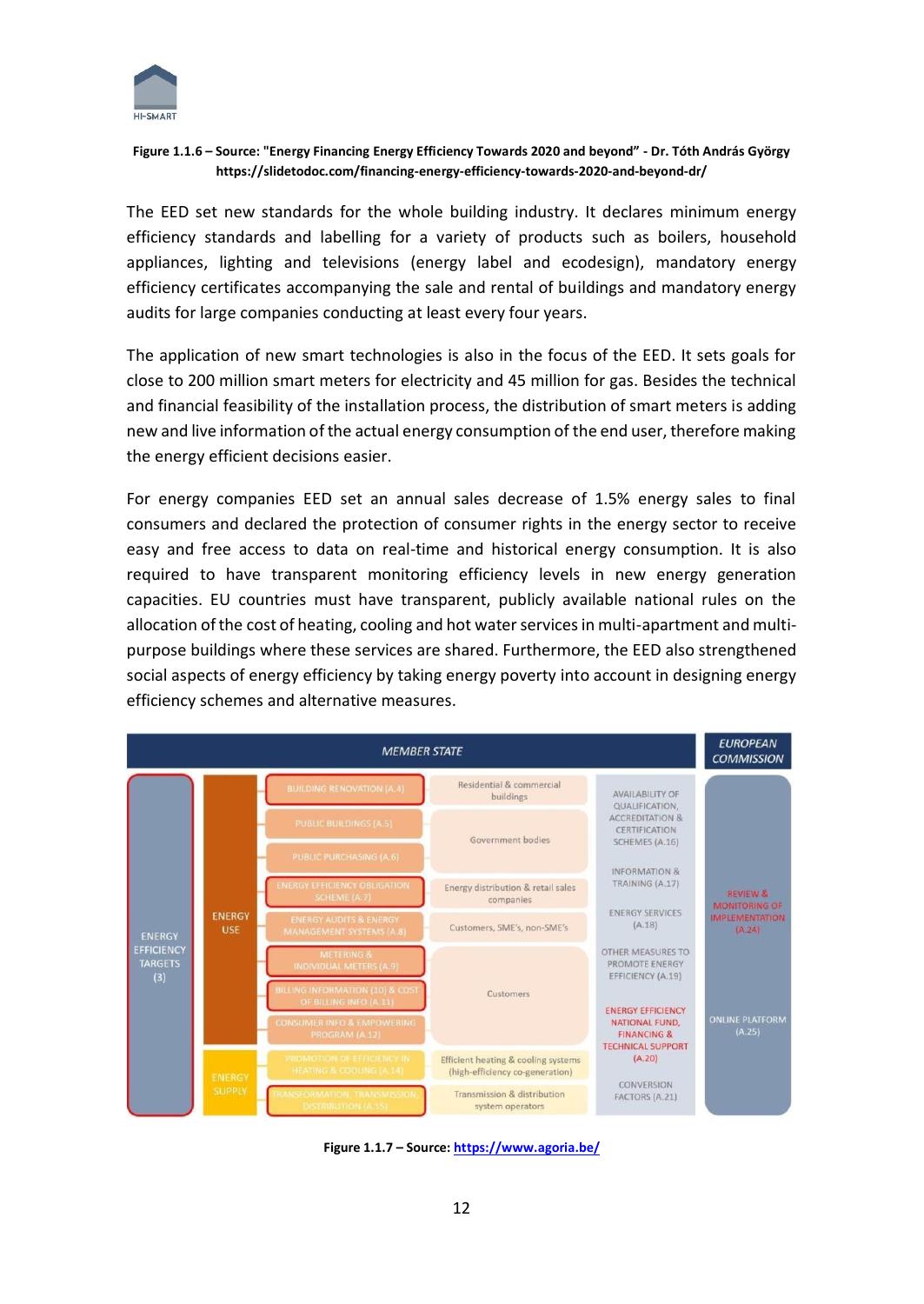**Figure 1.1.6 – Source: "Energy Financing Energy Efficiency Towards 2020 and beyond" - Dr. Tóth András György https://slidetodoc.com/financing-energy-efficiency-towards-2020-and-beyond-dr/**

The EED set new standards for the whole building industry. It declares minimum energy efficiency standards and labelling for a variety of products such as boilers, household appliances, lighting and televisions (energy label and ecodesign), mandatory energy efficiency certificates accompanying the sale and rental of buildings and mandatory energy audits for large companies conducting at least every four years.

The application of new smart technologies is also in the focus of the EED. It sets goals for close to 200 million smart meters for electricity and 45 million for gas. Besides the technical and financial feasibility of the installation process, the distribution of smart meters is adding new and live information of the actual energy consumption of the end user, therefore making the energy efficient decisions easier.

For energy companies EED set an annual sales decrease of 1.5% energy sales to final consumers and declared the protection of consumer rights in the energy sector to receive easy and free access to data on real-time and historical energy consumption. It is also required to have transparent monitoring efficiency levels in new energy generation capacities. EU countries must have transparent, publicly available national rules on the allocation of the cost of heating, cooling and hot water services in multi-apartment and multi-purpose buildings where these services are shared. Furthermore, the EED also strengthened social aspects of energy efficiency by taking energy poverty into account in designing energy efficiency schemes and alternative measures.

MEMBER STATE
EUROPEAN COMMISSION

ENERGY EFFICIENCY TARGETS (3)

ENERGY USE
ENERGY SUPPLY

BUILDING RENOVATION (A.4)
PUBLIC BUILDINGS (A.5)
PUBLIC PURCHASING (A.6)
ENERGY EFFICIENCY OBLIGATION SCHEME (A.7)
ENERGY AUDITS & ENERGY MANAGEMENT SYSTEMS (A.8)
METERING & INDIVIDUAL METERS (A.9)
BILLING INFORMATION (10) & COST OF BILLING INFO (A.11)
CONSUMER INFO & EMPOWERING PROGRAM (A.12)
PROMOTION OF EFFICIENCY IN HEATING & COOLING (A.14)
TRANSFORMATION, TRANSMISSION DISTRIBUTION (A.15)

Residential & commercial buildings
Government bodies
Energy distribution & retail sales companies
Customers, SME's, non-SME's
Customers
Efficient heating & cooling systems (high-efficiency co-generation)
Transmission & distribution system operators

AVAILABILITY OF QUALIFICATION, ACCREDITATION & CERTIFICATION SCHEMES (A.16)
INFORMATION & TRAINING (A.17)
ENERGY SERVICES (A.18)
OTHER MEASURES TO PROMOTE ENERGY EFFICIENCY (A.19)
ENERGY EFFICIENCY NATIONAL FUND, FINANCING & TECHNICAL SUPPORT (A.20)
CONVERSION FACTORS (A.21)

REVIEW & MONITORING OF IMPLEMENTATION (A.24)
ONLINE PLATFORM (A.25)

**Figure 1.1.7 – Source: https://www.agoria.be/**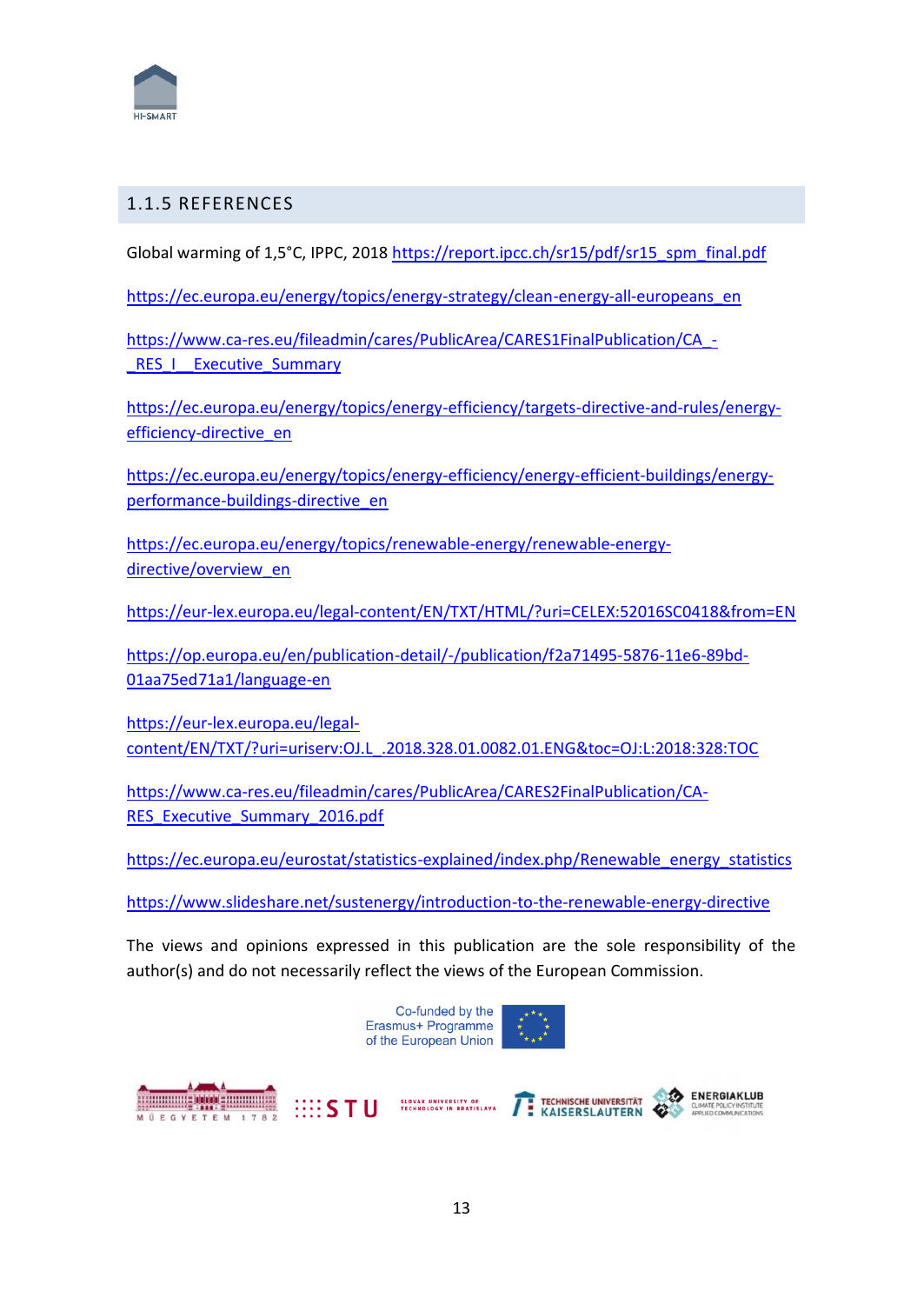### 1.1.5 REFERENCES

Global warming of 1,5°C, IPPC, 2018 https://report.ipcc.ch/sr15/pdf/sr15_spm_final.pdf

https://ec.europa.eu/energy/topics/energy-strategy/clean-energy-all-europeans_en

https://www.ca-res.eu/fileadmin/cares/PublicArea/CARES1FinalPublication/CA_-_RES_I__Executive_Summary

https://ec.europa.eu/energy/topics/energy-efficiency/targets-directive-and-rules/energy-efficiency-directive_en

https://ec.europa.eu/energy/topics/energy-efficiency/energy-efficient-buildings/energy-performance-buildings-directive_en

https://ec.europa.eu/energy/topics/renewable-energy/renewable-energy-directive/overview_en

https://eur-lex.europa.eu/legal-content/EN/TXT/HTML/?uri=CELEX:52016SC0418&from=EN

https://op.europa.eu/en/publication-detail/-/publication/f2a71495-5876-11e6-89bd-01aa75ed71a1/language-en

https://eur-lex.europa.eu/legal-content/EN/TXT/?uri=uriserv:OJ.L_.2018.328.01.0082.01.ENG&toc=OJ:L:2018:328:TOC

https://www.ca-res.eu/fileadmin/cares/PublicArea/CARES2FinalPublication/CA-RES_Executive_Summary_2016.pdf

https://ec.europa.eu/eurostat/statistics-explained/index.php/Renewable_energy_statistics

https://www.slideshare.net/sustenergy/introduction-to-the-renewable-energy-directive

The views and opinions expressed in this publication are the sole responsibility of the author(s) and do not necessarily reflect the views of the European Commission.

Co-funded by the Erasmus+ Programme of the European Union